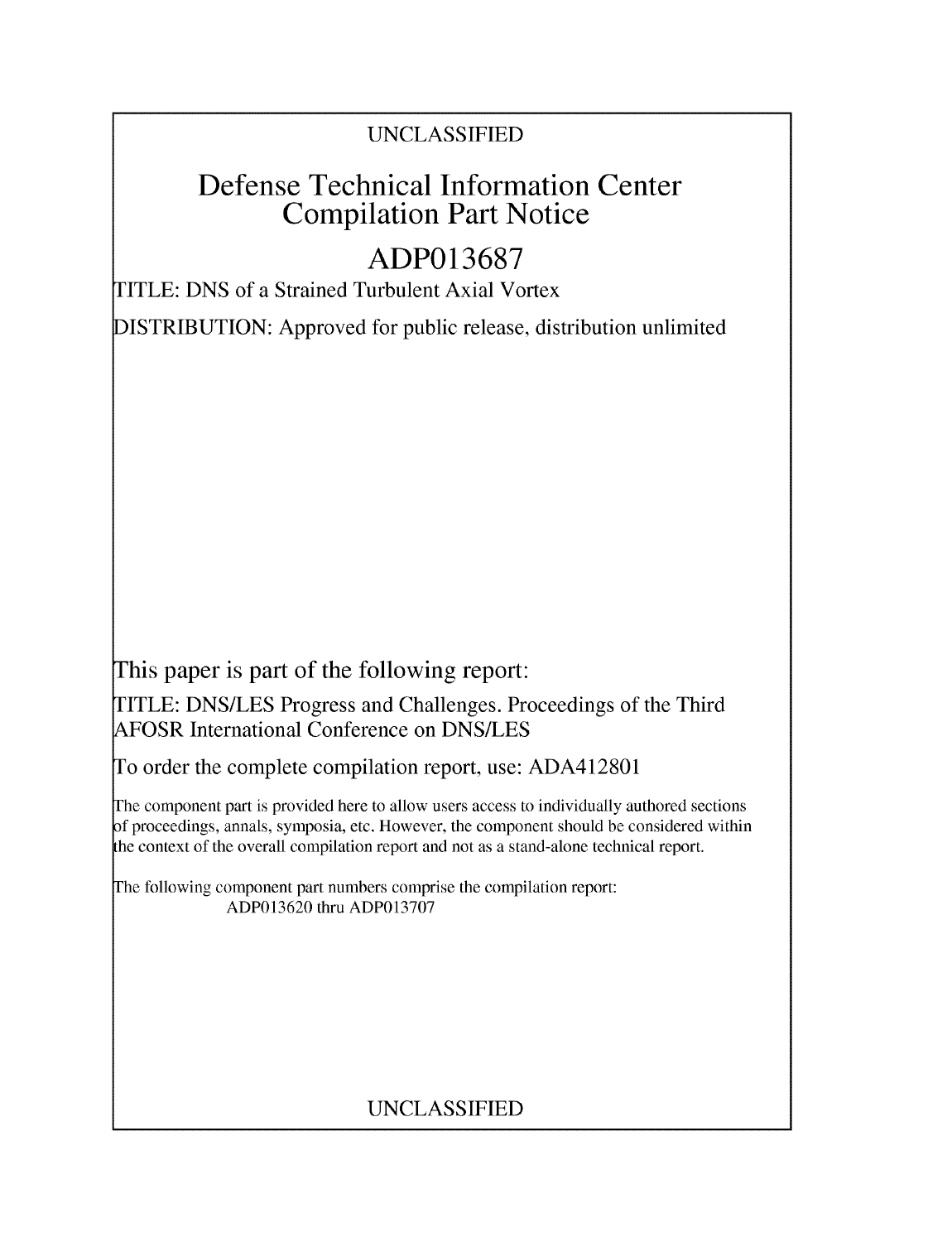UNCLASSIFIED

# Defense Technical Information Center Compilation Part Notice

## ADP013687

TITLE: DNS of a Strained Turbulent Axial Vortex

DISTRIBUTION: Approved for public release, distribution unlimited

This paper is part of the following report:

TITLE: DNS/LES Progress and Challenges. Proceedings of the Third AFOSR International Conference on DNS/LES

To order the complete compilation report, use: ADA412801

The component part is provided here to allow users access to individually authored sections of proceedings, annals, symposia, etc. However, the component should be considered within the context of the overall compilation report and not as a stand-alone technical report.

The following component part numbers comprise the compilation report:
ADP013620 thru ADP013707

UNCLASSIFIED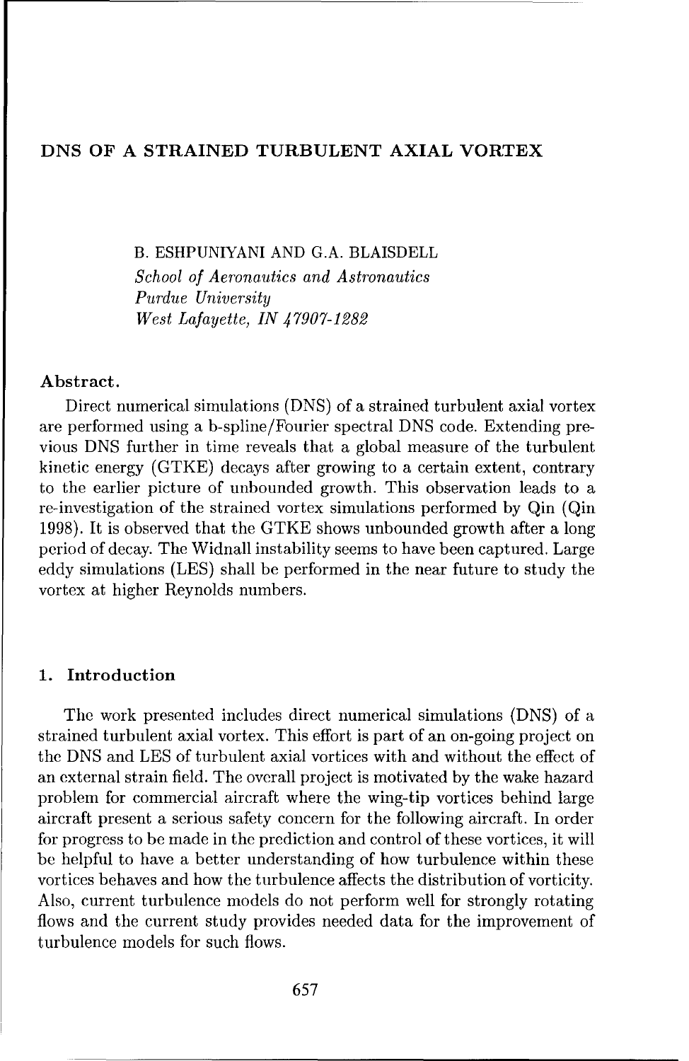# DNS OF A STRAINED TURBULENT AXIAL VORTEX

B. ESHPUNIYANI AND G.A. BLAISDELL

*School of Aeronautics and Astronautics*
*Purdue University*
*West Lafayette, IN 47907-1282*

**Abstract.**

Direct numerical simulations (DNS) of a strained turbulent axial vortex are performed using a b-spline/Fourier spectral DNS code. Extending previous DNS further in time reveals that a global measure of the turbulent kinetic energy (GTKE) decays after growing to a certain extent, contrary to the earlier picture of unbounded growth. This observation leads to a re-investigation of the strained vortex simulations performed by Qin (Qin 1998). It is observed that the GTKE shows unbounded growth after a long period of decay. The Widnall instability seems to have been captured. Large eddy simulations (LES) shall be performed in the near future to study the vortex at higher Reynolds numbers.

## 1. Introduction

The work presented includes direct numerical simulations (DNS) of a strained turbulent axial vortex. This effort is part of an on-going project on the DNS and LES of turbulent axial vortices with and without the effect of an external strain field. The overall project is motivated by the wake hazard problem for commercial aircraft where the wing-tip vortices behind large aircraft present a serious safety concern for the following aircraft. In order for progress to be made in the prediction and control of these vortices, it will be helpful to have a better understanding of how turbulence within these vortices behaves and how the turbulence affects the distribution of vorticity. Also, current turbulence models do not perform well for strongly rotating flows and the current study provides needed data for the improvement of turbulence models for such flows.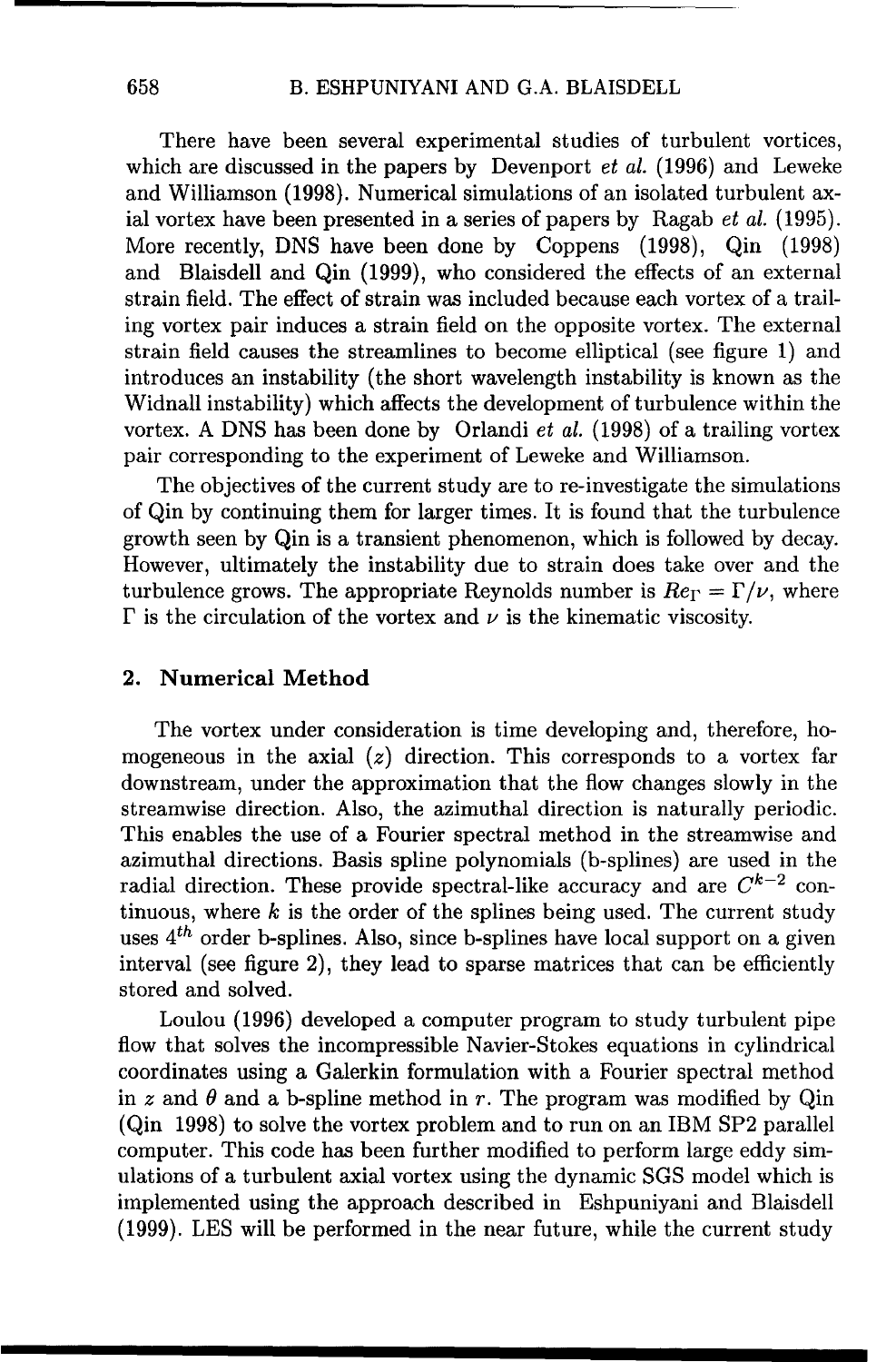There have been several experimental studies of turbulent vortices, which are discussed in the papers by Devenport *et al.* (1996) and Leweke and Williamson (1998). Numerical simulations of an isolated turbulent axial vortex have been presented in a series of papers by Ragab *et al.* (1995). More recently, DNS have been done by Coppens (1998), Qin (1998) and Blaisdell and Qin (1999), who considered the effects of an external strain field. The effect of strain was included because each vortex of a trailing vortex pair induces a strain field on the opposite vortex. The external strain field causes the streamlines to become elliptical (see figure 1) and introduces an instability (the short wavelength instability is known as the Widnall instability) which affects the development of turbulence within the vortex. A DNS has been done by Orlandi *et al.* (1998) of a trailing vortex pair corresponding to the experiment of Leweke and Williamson.

The objectives of the current study are to re-investigate the simulations of Qin by continuing them for larger times. It is found that the turbulence growth seen by Qin is a transient phenomenon, which is followed by decay. However, ultimately the instability due to strain does take over and the turbulence grows. The appropriate Reynolds number is $Re_\Gamma = \Gamma/\nu$, where $\Gamma$ is the circulation of the vortex and $\nu$ is the kinematic viscosity.

## 2. Numerical Method

The vortex under consideration is time developing and, therefore, homogeneous in the axial ($z$) direction. This corresponds to a vortex far downstream, under the approximation that the flow changes slowly in the streamwise direction. Also, the azimuthal direction is naturally periodic. This enables the use of a Fourier spectral method in the streamwise and azimuthal directions. Basis spline polynomials (b-splines) are used in the radial direction. These provide spectral-like accuracy and are $C^{k-2}$ continuous, where $k$ is the order of the splines being used. The current study uses $4^{th}$ order b-splines. Also, since b-splines have local support on a given interval (see figure 2), they lead to sparse matrices that can be efficiently stored and solved.

Loulou (1996) developed a computer program to study turbulent pipe flow that solves the incompressible Navier-Stokes equations in cylindrical coordinates using a Galerkin formulation with a Fourier spectral method in $z$ and $\theta$ and a b-spline method in $r$. The program was modified by Qin (Qin 1998) to solve the vortex problem and to run on an IBM SP2 parallel computer. This code has been further modified to perform large eddy simulations of a turbulent axial vortex using the dynamic SGS model which is implemented using the approach described in Eshpuniyani and Blaisdell (1999). LES will be performed in the near future, while the current study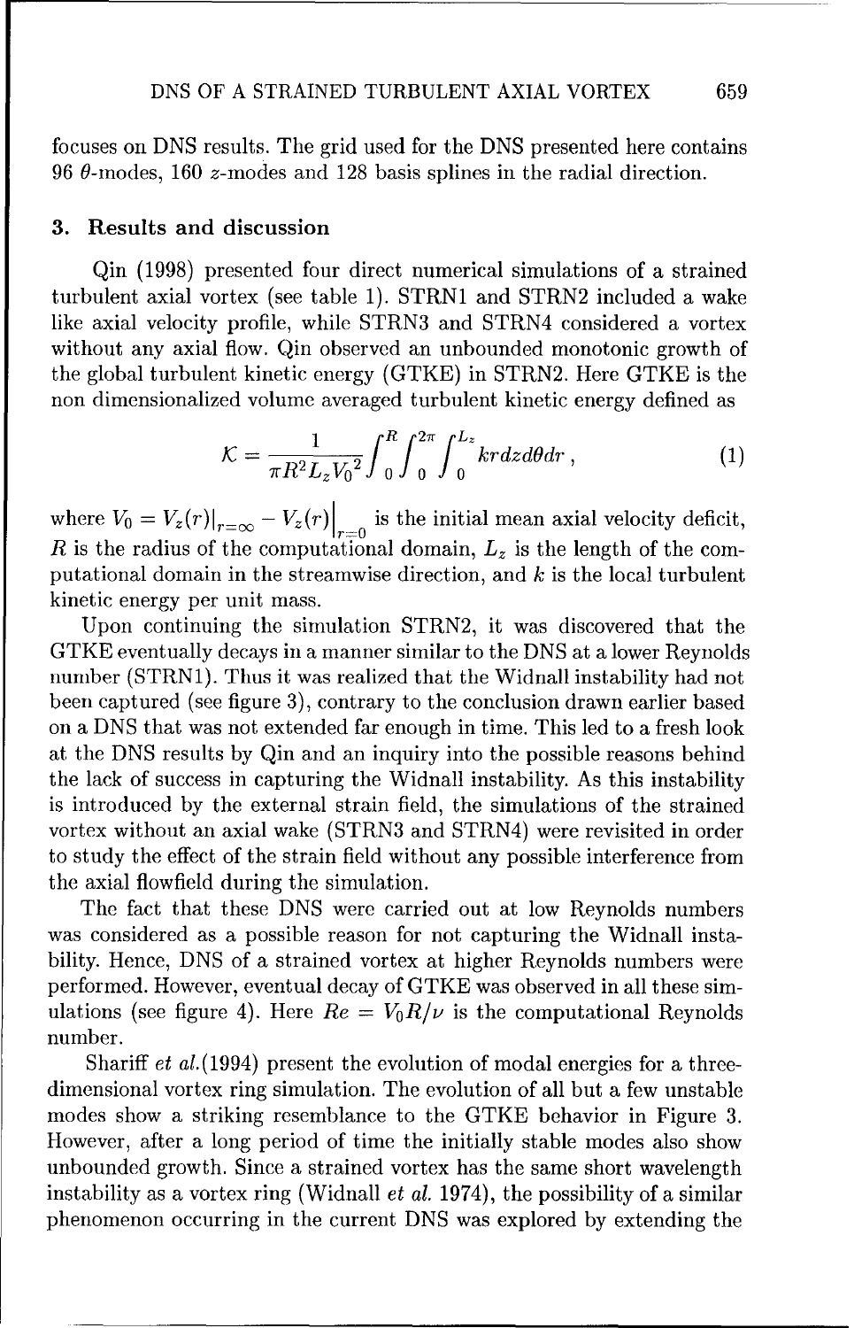focuses on DNS results. The grid used for the DNS presented here contains 96 $\theta$-modes, 160 $z$-modes and 128 basis splines in the radial direction.

## 3. Results and discussion

Qin (1998) presented four direct numerical simulations of a strained turbulent axial vortex (see table 1). STRN1 and STRN2 included a wake like axial velocity profile, while STRN3 and STRN4 considered a vortex without any axial flow. Qin observed an unbounded monotonic growth of the global turbulent kinetic energy (GTKE) in STRN2. Here GTKE is the non dimensionalized volume averaged turbulent kinetic energy defined as

$$\mathcal{K} = \frac{1}{\pi R^2 L_z V_0{}^2} \int_0^R \int_0^{2\pi} \int_0^{L_z} k r dz d\theta dr \,, \tag{1}$$

where $V_0 = V_z(r)|_{r=\infty} - V_z(r)\Big|_{r=0}$ is the initial mean axial velocity deficit, $R$ is the radius of the computational domain, $L_z$ is the length of the computational domain in the streamwise direction, and $k$ is the local turbulent kinetic energy per unit mass.

Upon continuing the simulation STRN2, it was discovered that the GTKE eventually decays in a manner similar to the DNS at a lower Reynolds number (STRN1). Thus it was realized that the Widnall instability had not been captured (see figure 3), contrary to the conclusion drawn earlier based on a DNS that was not extended far enough in time. This led to a fresh look at the DNS results by Qin and an inquiry into the possible reasons behind the lack of success in capturing the Widnall instability. As this instability is introduced by the external strain field, the simulations of the strained vortex without an axial wake (STRN3 and STRN4) were revisited in order to study the effect of the strain field without any possible interference from the axial flowfield during the simulation.

The fact that these DNS were carried out at low Reynolds numbers was considered as a possible reason for not capturing the Widnall instability. Hence, DNS of a strained vortex at higher Reynolds numbers were performed. However, eventual decay of GTKE was observed in all these simulations (see figure 4). Here $Re = V_0 R/\nu$ is the computational Reynolds number.

Shariff *et al.*(1994) present the evolution of modal energies for a three-dimensional vortex ring simulation. The evolution of all but a few unstable modes show a striking resemblance to the GTKE behavior in Figure 3. However, after a long period of time the initially stable modes also show unbounded growth. Since a strained vortex has the same short wavelength instability as a vortex ring (Widnall *et al.* 1974), the possibility of a similar phenomenon occurring in the current DNS was explored by extending the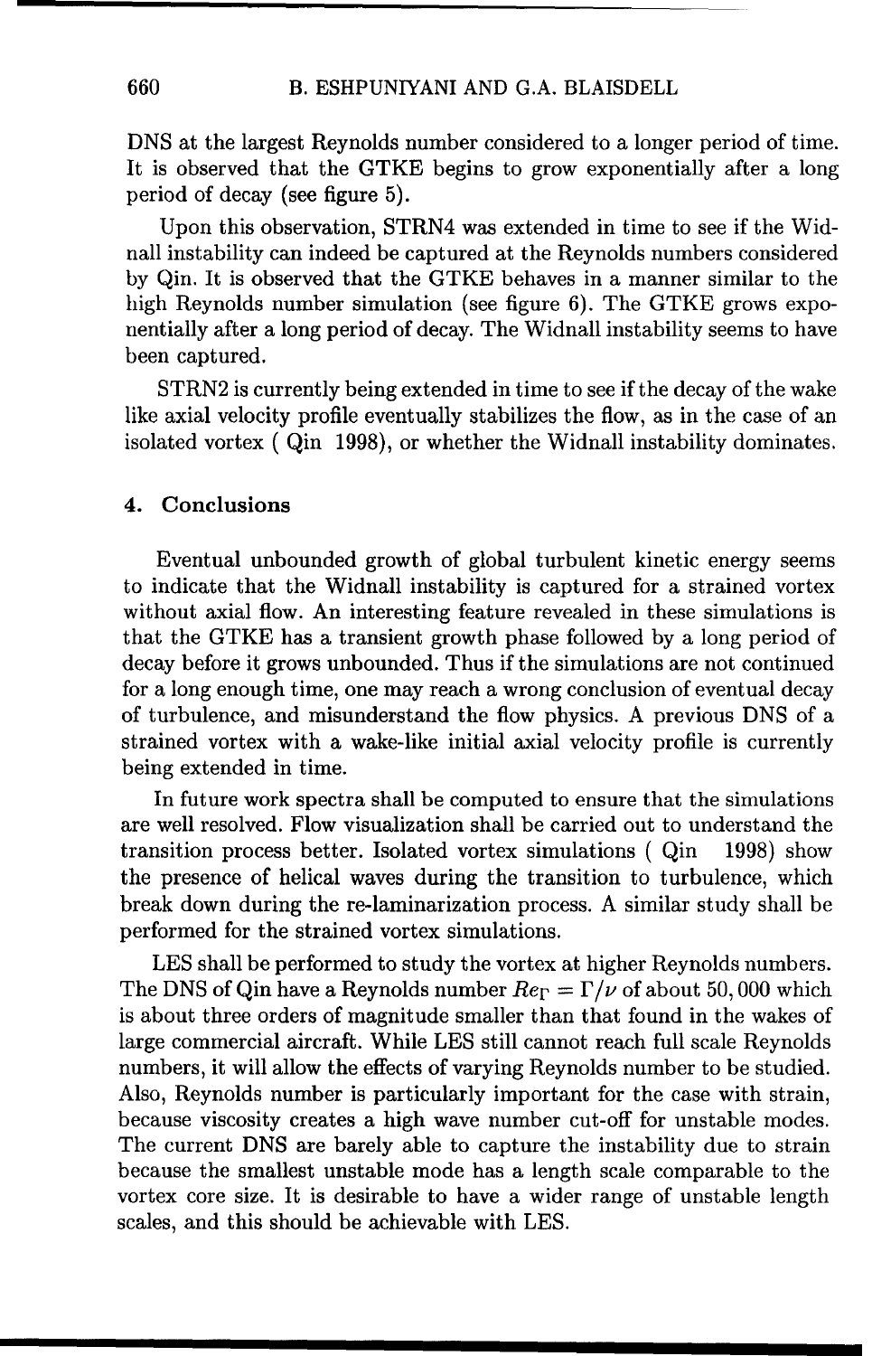DNS at the largest Reynolds number considered to a longer period of time. It is observed that the GTKE begins to grow exponentially after a long period of decay (see figure 5).

Upon this observation, STRN4 was extended in time to see if the Widnall instability can indeed be captured at the Reynolds numbers considered by Qin. It is observed that the GTKE behaves in a manner similar to the high Reynolds number simulation (see figure 6). The GTKE grows exponentially after a long period of decay. The Widnall instability seems to have been captured.

STRN2 is currently being extended in time to see if the decay of the wake like axial velocity profile eventually stabilizes the flow, as in the case of an isolated vortex ( Qin 1998), or whether the Widnall instability dominates.

## 4. Conclusions

Eventual unbounded growth of global turbulent kinetic energy seems to indicate that the Widnall instability is captured for a strained vortex without axial flow. An interesting feature revealed in these simulations is that the GTKE has a transient growth phase followed by a long period of decay before it grows unbounded. Thus if the simulations are not continued for a long enough time, one may reach a wrong conclusion of eventual decay of turbulence, and misunderstand the flow physics. A previous DNS of a strained vortex with a wake-like initial axial velocity profile is currently being extended in time.

In future work spectra shall be computed to ensure that the simulations are well resolved. Flow visualization shall be carried out to understand the transition process better. Isolated vortex simulations ( Qin 1998) show the presence of helical waves during the transition to turbulence, which break down during the re-laminarization process. A similar study shall be performed for the strained vortex simulations.

LES shall be performed to study the vortex at higher Reynolds numbers. The DNS of Qin have a Reynolds number $Re_\Gamma = \Gamma/\nu$ of about 50,000 which is about three orders of magnitude smaller than that found in the wakes of large commercial aircraft. While LES still cannot reach full scale Reynolds numbers, it will allow the effects of varying Reynolds number to be studied. Also, Reynolds number is particularly important for the case with strain, because viscosity creates a high wave number cut-off for unstable modes. The current DNS are barely able to capture the instability due to strain because the smallest unstable mode has a length scale comparable to the vortex core size. It is desirable to have a wider range of unstable length scales, and this should be achievable with LES.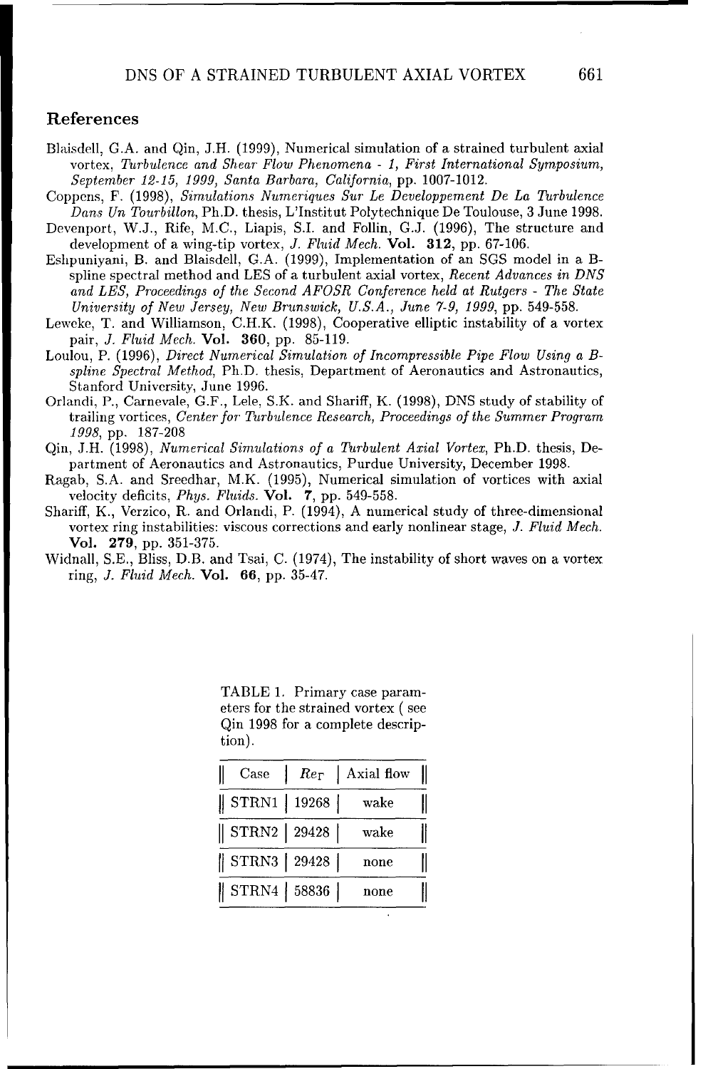## References

Blaisdell, G.A. and Qin, J.H. (1999), Numerical simulation of a strained turbulent axial vortex, *Turbulence and Shear Flow Phenomena - 1, First International Symposium, September 12-15, 1999, Santa Barbara, California*, pp. 1007-1012.

Coppens, F. (1998), *Simulations Numeriques Sur Le Developpement De La Turbulence Dans Un Tourbillon*, Ph.D. thesis, L'Institut Polytechnique De Toulouse, 3 June 1998.

Devenport, W.J., Rife, M.C., Liapis, S.I. and Follin, G.J. (1996), The structure and development of a wing-tip vortex, *J. Fluid Mech.* **Vol. 312**, pp. 67-106.

Eshpuniyani, B. and Blaisdell, G.A. (1999), Implementation of an SGS model in a B-spline spectral method and LES of a turbulent axial vortex, *Recent Advances in DNS and LES, Proceedings of the Second AFOSR Conference held at Rutgers - The State University of New Jersey, New Brunswick, U.S.A., June 7-9, 1999*, pp. 549-558.

Leweke, T. and Williamson, C.H.K. (1998), Cooperative elliptic instability of a vortex pair, *J. Fluid Mech.* **Vol. 360**, pp. 85-119.

Loulou, P. (1996), *Direct Numerical Simulation of Incompressible Pipe Flow Using a B-spline Spectral Method*, Ph.D. thesis, Department of Aeronautics and Astronautics, Stanford University, June 1996.

Orlandi, P., Carnevale, G.F., Lele, S.K. and Shariff, K. (1998), DNS study of stability of trailing vortices, *Center for Turbulence Research, Proceedings of the Summer Program 1998*, pp. 187-208

Qin, J.H. (1998), *Numerical Simulations of a Turbulent Axial Vortex*, Ph.D. thesis, Department of Aeronautics and Astronautics, Purdue University, December 1998.

Ragab, S.A. and Sreedhar, M.K. (1995), Numerical simulation of vortices with axial velocity deficits, *Phys. Fluids.* **Vol. 7**, pp. 549-558.

Shariff, K., Verzico, R. and Orlandi, P. (1994), A numerical study of three-dimensional vortex ring instabilities: viscous corrections and early nonlinear stage, *J. Fluid Mech.* **Vol. 279**, pp. 351-375.

Widnall, S.E., Bliss, D.B. and Tsai, C. (1974), The instability of short waves on a vortex ring, *J. Fluid Mech.* **Vol. 66**, pp. 35-47.

TABLE 1. Primary case parameters for the strained vortex ( see Qin 1998 for a complete description).

| Case | $Re_\Gamma$ | Axial flow |
|---|---|---|
| STRN1 | 19268 | wake |
| STRN2 | 29428 | wake |
| STRN3 | 29428 | none |
| STRN4 | 58836 | none |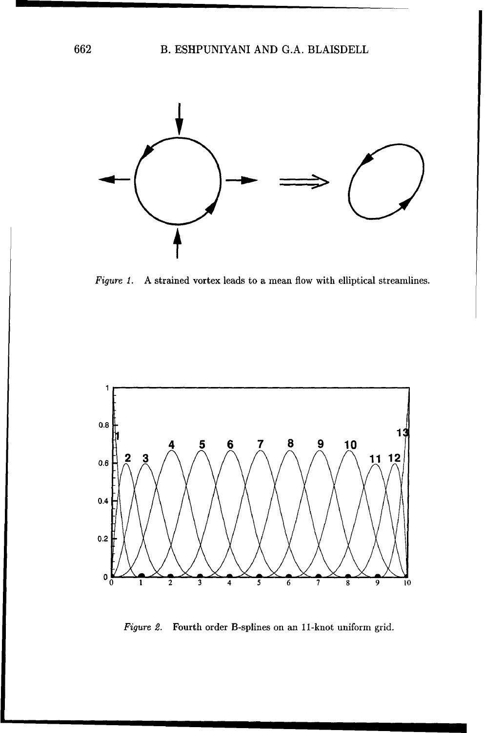*Figure 1.* A strained vortex leads to a mean flow with elliptical streamlines.

*Figure 2.* Fourth order B-splines on an 11-knot uniform grid.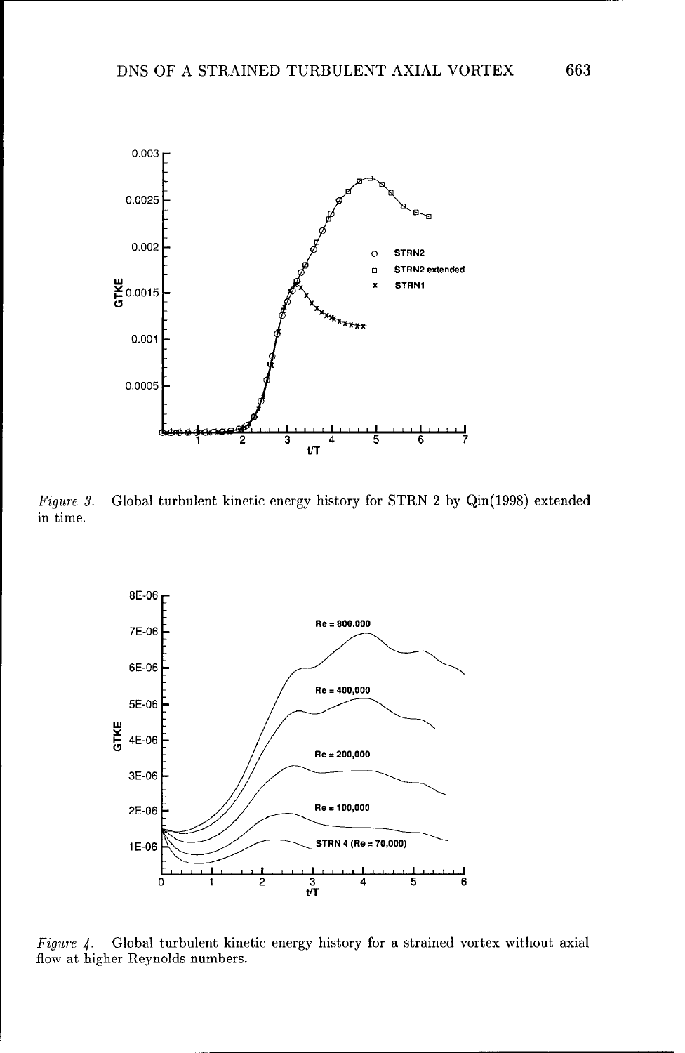*Figure 3.* Global turbulent kinetic energy history for STRN 2 by Qin(1998) extended in time.

*Figure 4.* Global turbulent kinetic energy history for a strained vortex without axial flow at higher Reynolds numbers.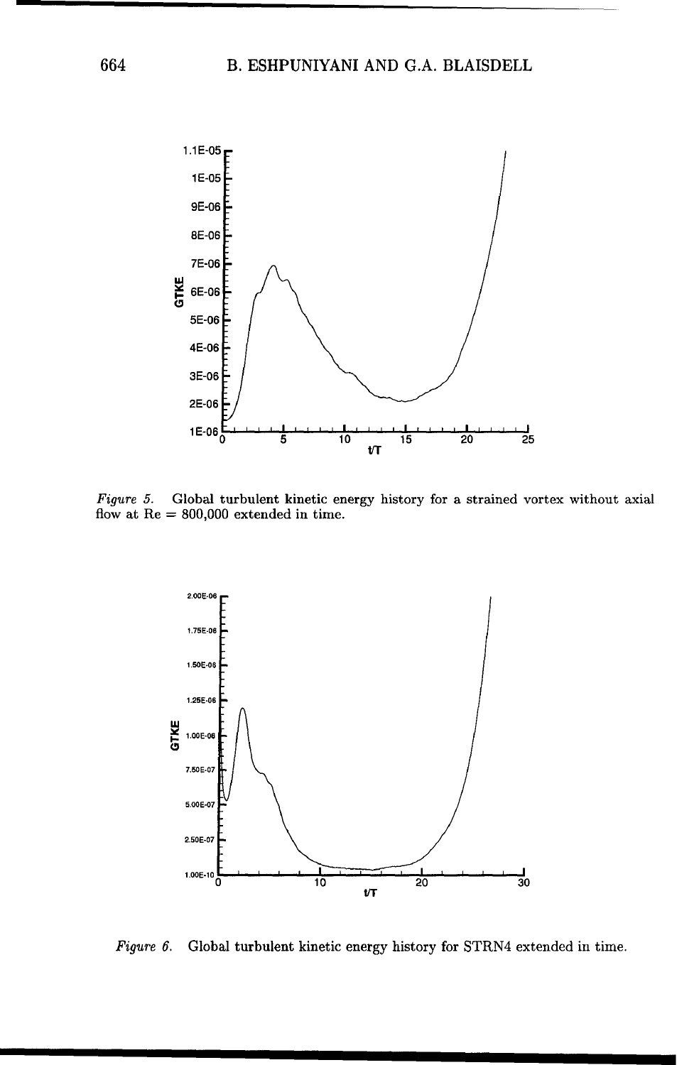1.1E-05
1E-05
9E-06
8E-06
7E-06
6E-06
5E-06
4E-06
3E-06
2E-06
1E-06
GTKE
0
5
10
15
20
25
t/T

*Figure 5.* Global turbulent kinetic energy history for a strained vortex without axial flow at Re = 800,000 extended in time.

2.00E-06
1.75E-06
1.50E-06
1.25E-06
1.00E-06
7.50E-07
5.00E-07
2.50E-07
1.00E-10
GTKE
0
10
20
30
t/T

*Figure 6.* Global turbulent kinetic energy history for STRN4 extended in time.